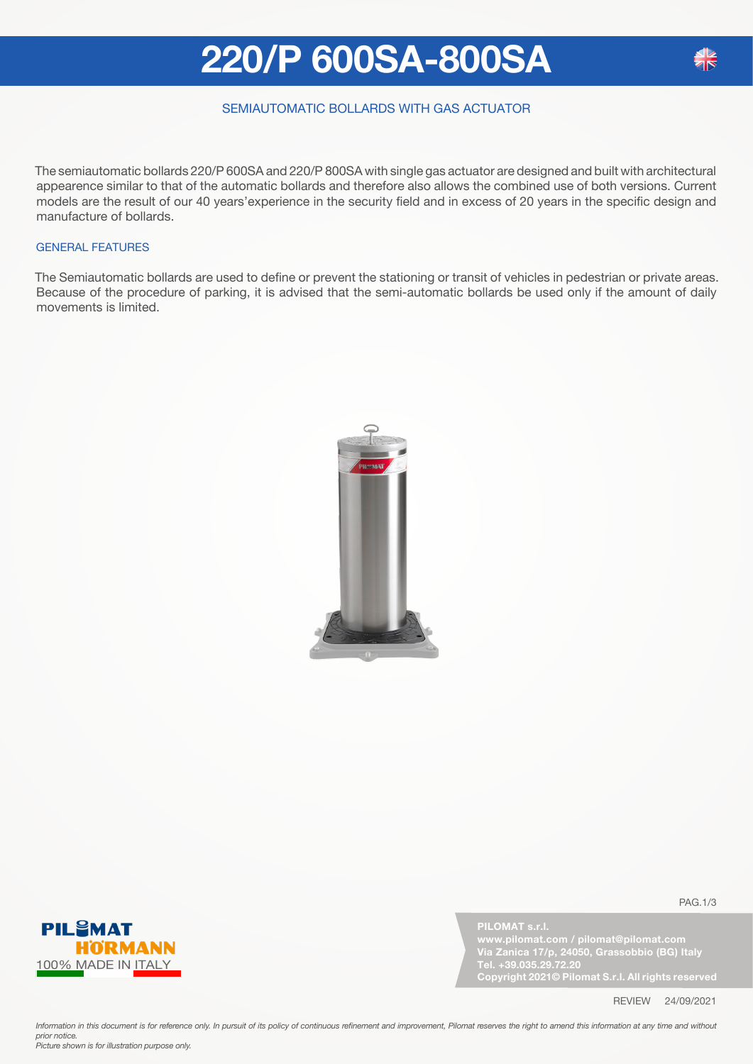# 220/P 600SA-800SA

## SEMIAUTOMATIC BOLLARDS WITH GAS ACTUATOR

The semiautomatic bollards 220/P 600SA and 220/P 800SA with single gas actuator are designed and built with architectural appearence similar to that of the automatic bollards and therefore also allows the combined use of both versions. Current models are the result of our 40 years'experience in the security field and in excess of 20 years in the specific design and manufacture of bollards.

### GENERAL FEATURES

The Semiautomatic bollards are used to define or prevent the stationing or transit of vehicles in pedestrian or private areas. Because of the procedure of parking, it is advised that the semi-automatic bollards be used only if the amount of daily movements is limited.

PILOMAT
HÖRMANN
100% MADE IN ITALY

**PILOMAT s.r.l.**
**www.pilomat.com / pilomat@pilomat.com**
**Via Zanica 17/p, 24050, Grassobbio (BG) Italy**
**Tel. +39.035.29.72.20**
**Copyright 2021© Pilomat S.r.l. All rights reserved**

REVIEW 24/09/2021

*Information in this document is for reference only. In pursuit of its policy of continuous refinement and improvement, Pilomat reserves the right to amend this information at any time and without prior notice.*
*Picture shown is for illustration purpose only.*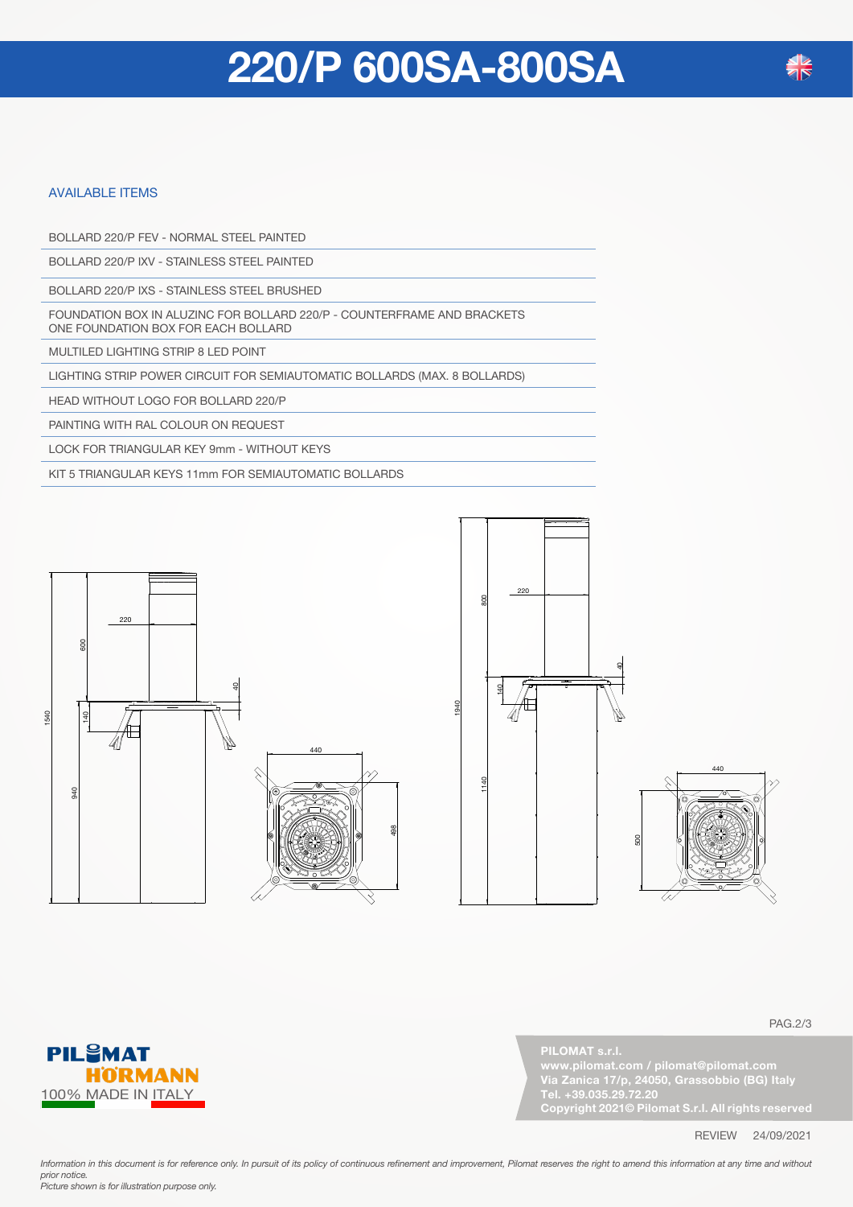# 220/P 600SA-800SA

## AVAILABLE ITEMS

- BOLLARD 220/P FEV - NORMAL STEEL PAINTED
- BOLLARD 220/P IXV - STAINLESS STEEL PAINTED
- BOLLARD 220/P IXS - STAINLESS STEEL BRUSHED
- FOUNDATION BOX IN ALUZINC FOR BOLLARD 220/P - COUNTERFRAME AND BRACKETS ONE FOUNDATION BOX FOR EACH BOLLARD
- MULTILED LIGHTING STRIP 8 LED POINT
- LIGHTING STRIP POWER CIRCUIT FOR SEMIAUTOMATIC BOLLARDS (MAX. 8 BOLLARDS)
- HEAD WITHOUT LOGO FOR BOLLARD 220/P
- PAINTING WITH RAL COLOUR ON REQUEST
- LOCK FOR TRIANGULAR KEY 9mm - WITHOUT KEYS
- KIT 5 TRIANGULAR KEYS 11mm FOR SEMIAUTOMATIC BOLLARDS

PILOMAT HÖRMANN
100% MADE IN ITALY

**PILOMAT s.r.l.**
**www.pilomat.com / pilomat@pilomat.com**
**Via Zanica 17/p, 24050, Grassobbio (BG) Italy**
**Tel. +39.035.29.72.20**
**Copyright 2021© Pilomat S.r.l. All rights reserved**

REVIEW 24/09/2021

*Information in this document is for reference only. In pursuit of its policy of continuous refinement and improvement, Pilomat reserves the right to amend this information at any time and without prior notice.*
*Picture shown is for illustration purpose only.*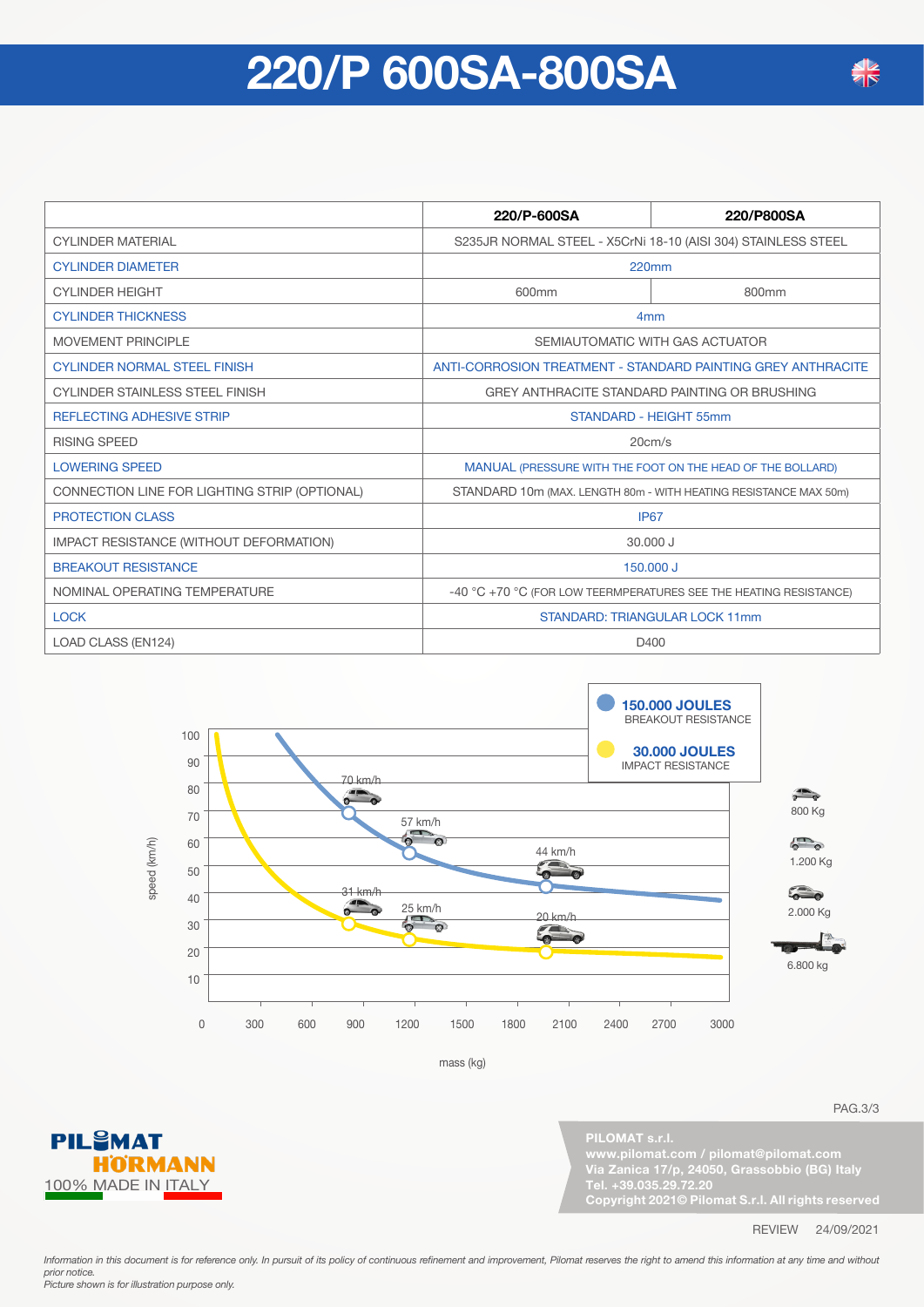# 220/P 600SA-800SA

| | 220/P-600SA | 220/P800SA |
|---|---|---|
| CYLINDER MATERIAL | S235JR NORMAL STEEL - X5CrNi 18-10 (AISI 304) STAINLESS STEEL | |
| CYLINDER DIAMETER | 220mm | |
| CYLINDER HEIGHT | 600mm | 800mm |
| CYLINDER THICKNESS | 4mm | |
| MOVEMENT PRINCIPLE | SEMIAUTOMATIC WITH GAS ACTUATOR | |
| CYLINDER NORMAL STEEL FINISH | ANTI-CORROSION TREATMENT - STANDARD PAINTING GREY ANTHRACITE | |
| CYLINDER STAINLESS STEEL FINISH | GREY ANTHRACITE STANDARD PAINTING OR BRUSHING | |
| REFLECTING ADHESIVE STRIP | STANDARD - HEIGHT 55mm | |
| RISING SPEED | 20cm/s | |
| LOWERING SPEED | MANUAL (PRESSURE WITH THE FOOT ON THE HEAD OF THE BOLLARD) | |
| CONNECTION LINE FOR LIGHTING STRIP (OPTIONAL) | STANDARD 10m (MAX. LENGTH 80m - WITH HEATING RESISTANCE MAX 50m) | |
| PROTECTION CLASS | IP67 | |
| IMPACT RESISTANCE (WITHOUT DEFORMATION) | 30.000 J | |
| BREAKOUT RESISTANCE | 150.000 J | |
| NOMINAL OPERATING TEMPERATURE | -40 °C +70 °C (FOR LOW TEERMPERATURES SEE THE HEATING RESISTANCE) | |
| LOCK | STANDARD: TRIANGULAR LOCK 11mm | |
| LOAD CLASS (EN124) | D400 | |

**150.000 JOULES**
BREAKOUT RESISTANCE

**30.000 JOULES**
IMPACT RESISTANCE

speed (km/h)

100, 90, 80, 70, 60, 50, 40, 30, 20, 10

70 km/h
57 km/h
44 km/h
31 km/h
25 km/h
20 km/h

0, 300, 600, 900, 1200, 1500, 1800, 2100, 2400, 2700, 3000

mass (kg)

800 Kg
1.200 Kg
2.000 Kg
6.800 kg

PILOMAT HÖRMANN
100% MADE IN ITALY

PILOMAT s.r.l.
www.pilomat.com / pilomat@pilomat.com
Via Zanica 17/p, 24050, Grassobbio (BG) Italy
Tel. +39.035.29.72.20
Copyright 2021© Pilomat S.r.l. All rights reserved

REVIEW 24/09/2021

*Information in this document is for reference only. In pursuit of its policy of continuous refinement and improvement, Pilomat reserves the right to amend this information at any time and without prior notice.*
*Picture shown is for illustration purpose only.*